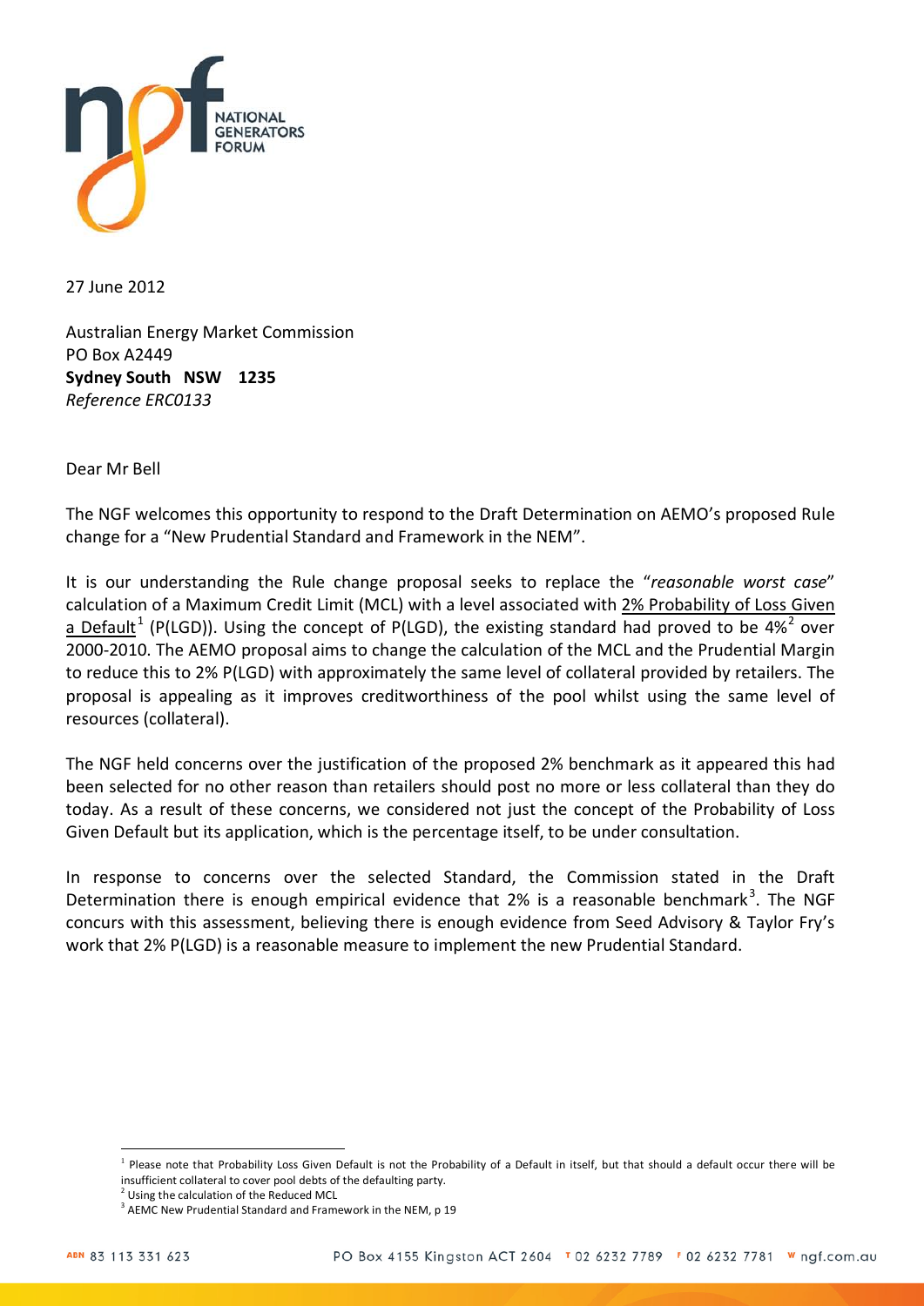NATIONAL GENERATORS FORUM

27 June 2012

Australian Energy Market Commission
PO Box A2449
**Sydney South NSW 1235**
*Reference ERC0133*

Dear Mr Bell

The NGF welcomes this opportunity to respond to the Draft Determination on AEMO's proposed Rule change for a "New Prudential Standard and Framework in the NEM".

It is our understanding the Rule change proposal seeks to replace the "*reasonable worst case*" calculation of a Maximum Credit Limit (MCL) with a level associated with 2% Probability of Loss Given a Default[1] (P(LGD)). Using the concept of P(LGD), the existing standard had proved to be 4%[2] over 2000-2010. The AEMO proposal aims to change the calculation of the MCL and the Prudential Margin to reduce this to 2% P(LGD) with approximately the same level of collateral provided by retailers. The proposal is appealing as it improves creditworthiness of the pool whilst using the same level of resources (collateral).

The NGF held concerns over the justification of the proposed 2% benchmark as it appeared this had been selected for no other reason than retailers should post no more or less collateral than they do today. As a result of these concerns, we considered not just the concept of the Probability of Loss Given Default but its application, which is the percentage itself, to be under consultation.

In response to concerns over the selected Standard, the Commission stated in the Draft Determination there is enough empirical evidence that 2% is a reasonable benchmark[3]. The NGF concurs with this assessment, believing there is enough evidence from Seed Advisory & Taylor Fry's work that 2% P(LGD) is a reasonable measure to implement the new Prudential Standard.

---

[1] Please note that Probability Loss Given Default is not the Probability of a Default in itself, but that should a default occur there will be insufficient collateral to cover pool debts of the defaulting party.

[2] Using the calculation of the Reduced MCL

[3] AEMC New Prudential Standard and Framework in the NEM, p 19

ABN 83 113 331 623 PO Box 4155 Kingston ACT 2604 T 02 6232 7789 F 02 6232 7781 W ngf.com.au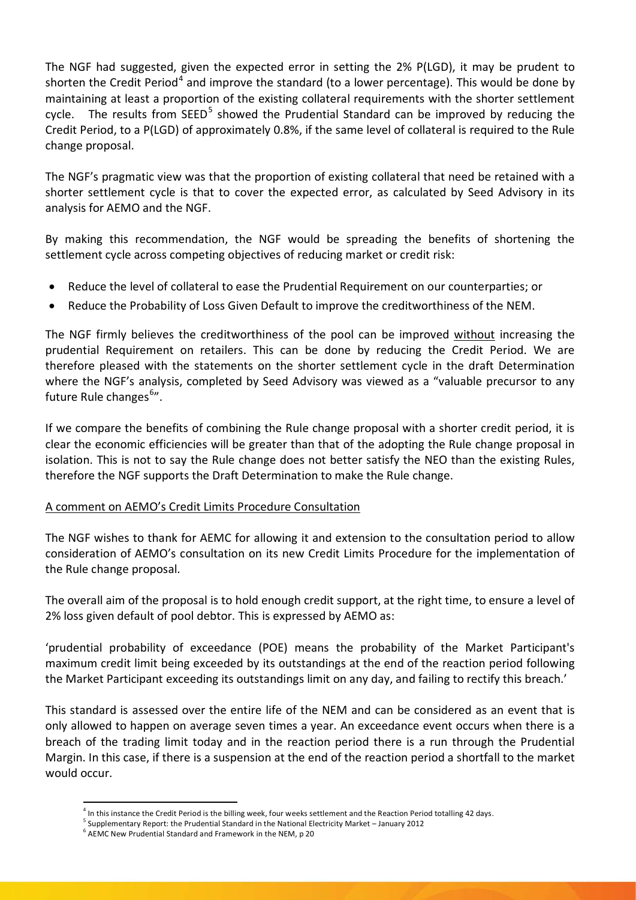The NGF had suggested, given the expected error in setting the 2% P(LGD), it may be prudent to shorten the Credit Period[4] and improve the standard (to a lower percentage). This would be done by maintaining at least a proportion of the existing collateral requirements with the shorter settlement cycle. The results from SEED[5] showed the Prudential Standard can be improved by reducing the Credit Period, to a P(LGD) of approximately 0.8%, if the same level of collateral is required to the Rule change proposal.

The NGF's pragmatic view was that the proportion of existing collateral that need be retained with a shorter settlement cycle is that to cover the expected error, as calculated by Seed Advisory in its analysis for AEMO and the NGF.

By making this recommendation, the NGF would be spreading the benefits of shortening the settlement cycle across competing objectives of reducing market or credit risk:

- Reduce the level of collateral to ease the Prudential Requirement on our counterparties; or
- Reduce the Probability of Loss Given Default to improve the creditworthiness of the NEM.

The NGF firmly believes the creditworthiness of the pool can be improved <u>without</u> increasing the prudential Requirement on retailers. This can be done by reducing the Credit Period. We are therefore pleased with the statements on the shorter settlement cycle in the draft Determination where the NGF's analysis, completed by Seed Advisory was viewed as a "valuable precursor to any future Rule changes[6]".

If we compare the benefits of combining the Rule change proposal with a shorter credit period, it is clear the economic efficiencies will be greater than that of the adopting the Rule change proposal in isolation. This is not to say the Rule change does not better satisfy the NEO than the existing Rules, therefore the NGF supports the Draft Determination to make the Rule change.

<u>A comment on AEMO's Credit Limits Procedure Consultation</u>

The NGF wishes to thank for AEMC for allowing it and extension to the consultation period to allow consideration of AEMO's consultation on its new Credit Limits Procedure for the implementation of the Rule change proposal.

The overall aim of the proposal is to hold enough credit support, at the right time, to ensure a level of 2% loss given default of pool debtor. This is expressed by AEMO as:

'prudential probability of exceedance (POE) means the probability of the Market Participant's maximum credit limit being exceeded by its outstandings at the end of the reaction period following the Market Participant exceeding its outstandings limit on any day, and failing to rectify this breach.'

This standard is assessed over the entire life of the NEM and can be considered as an event that is only allowed to happen on average seven times a year. An exceedance event occurs when there is a breach of the trading limit today and in the reaction period there is a run through the Prudential Margin. In this case, if there is a suspension at the end of the reaction period a shortfall to the market would occur.

[4] In this instance the Credit Period is the billing week, four weeks settlement and the Reaction Period totalling 42 days.
[5] Supplementary Report: the Prudential Standard in the National Electricity Market – January 2012
[6] AEMC New Prudential Standard and Framework in the NEM, p 20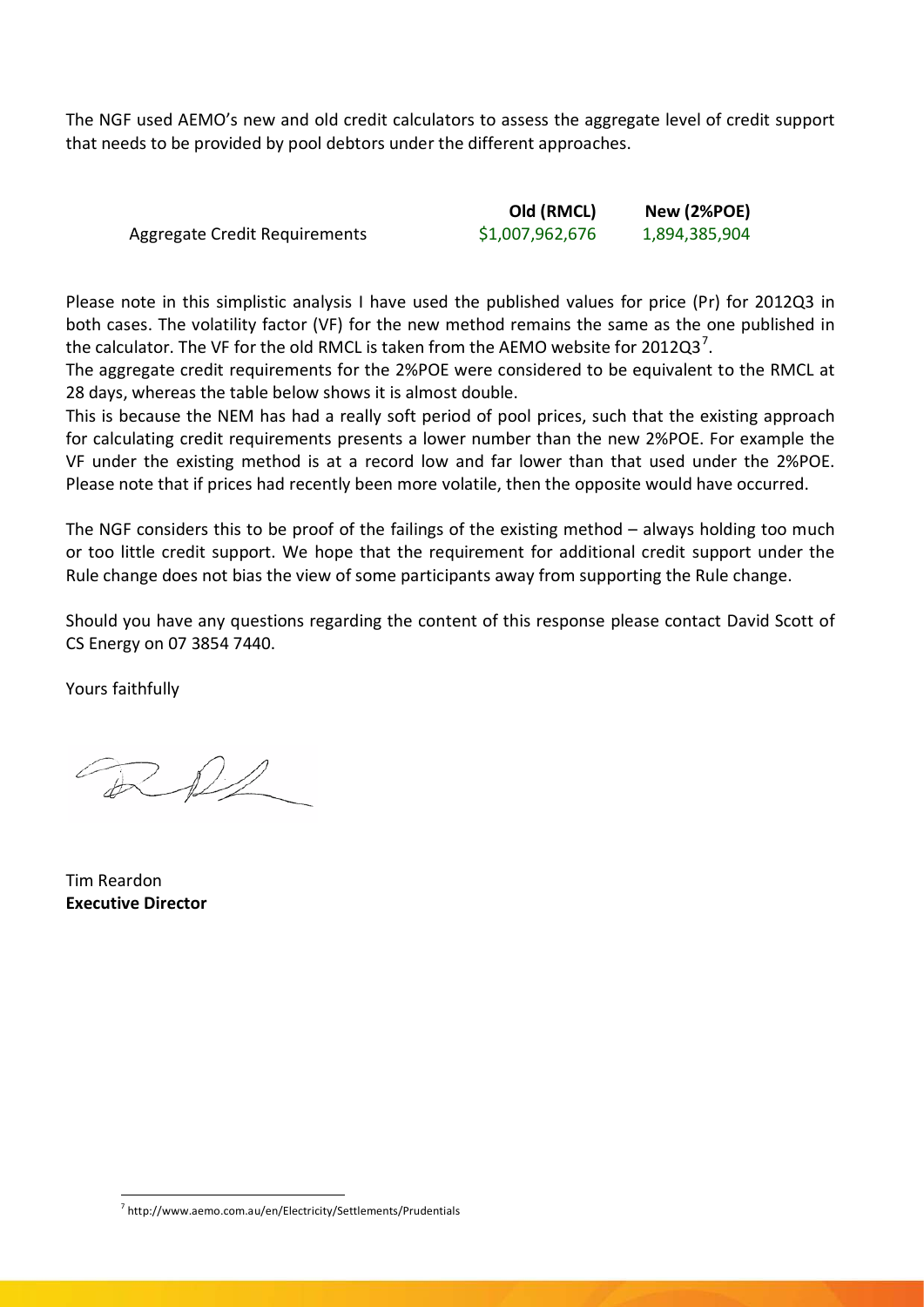The NGF used AEMO's new and old credit calculators to assess the aggregate level of credit support that needs to be provided by pool debtors under the different approaches.

| | Old (RMCL) | New (2%POE) |
|---|---|---|
| Aggregate Credit Requirements | $1,007,962,676 | 1,894,385,904 |

Please note in this simplistic analysis I have used the published values for price (Pr) for 2012Q3 in both cases. The volatility factor (VF) for the new method remains the same as the one published in the calculator. The VF for the old RMCL is taken from the AEMO website for 2012Q3[7].

The aggregate credit requirements for the 2%POE were considered to be equivalent to the RMCL at 28 days, whereas the table below shows it is almost double.

This is because the NEM has had a really soft period of pool prices, such that the existing approach for calculating credit requirements presents a lower number than the new 2%POE. For example the VF under the existing method is at a record low and far lower than that used under the 2%POE. Please note that if prices had recently been more volatile, then the opposite would have occurred.

The NGF considers this to be proof of the failings of the existing method – always holding too much or too little credit support. We hope that the requirement for additional credit support under the Rule change does not bias the view of some participants away from supporting the Rule change.

Should you have any questions regarding the content of this response please contact David Scott of CS Energy on 07 3854 7440.

Yours faithfully

Tim Reardon
**Executive Director**

[7] http://www.aemo.com.au/en/Electricity/Settlements/Prudentials